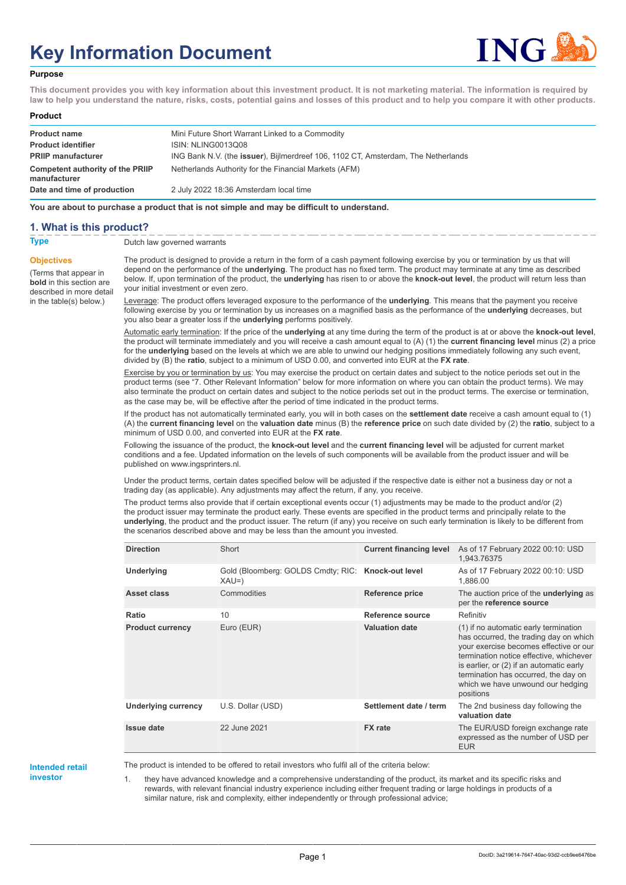# Key Information Document

**Purpose**

**This document provides you with key information about this investment product. It is not marketing material. The information is required by law to help you understand the nature, risks, costs, potential gains and losses of this product and to help you compare it with other products.**

**Product**

| | |
|---|---|
| **Product name** | Mini Future Short Warrant Linked to a Commodity |
| **Product identifier** | ISIN: NLING0013Q08 |
| **PRIIP manufacturer** | ING Bank N.V. (the **issuer**), Bijlmerdreef 106, 1102 CT, Amsterdam, The Netherlands |
| **Competent authority of the PRIIP manufacturer** | Netherlands Authority for the Financial Markets (AFM) |
| **Date and time of production** | 2 July 2022 18:36 Amsterdam local time |

**You are about to purchase a product that is not simple and may be difficult to understand.**

## 1. What is this product?

**Type**

Dutch law governed warrants

**Objectives**

(Terms that appear in **bold** in this section are described in more detail in the table(s) below.)

The product is designed to provide a return in the form of a cash payment following exercise by you or termination by us that will depend on the performance of the **underlying**. The product has no fixed term. The product may terminate at any time as described below. If, upon termination of the product, the **underlying** has risen to or above the **knock-out level**, the product will return less than your initial investment or even zero.

Leverage: The product offers leveraged exposure to the performance of the **underlying**. This means that the payment you receive following exercise by you or termination by us increases on a magnified basis as the performance of the **underlying** decreases, but you also bear a greater loss if the **underlying** performs positively.

Automatic early termination: If the price of the **underlying** at any time during the term of the product is at or above the **knock-out level**, the product will terminate immediately and you will receive a cash amount equal to (A) (1) the **current financing level** minus (2) a price for the **underlying** based on the levels at which we are able to unwind our hedging positions immediately following any such event, divided by (B) the **ratio**, subject to a minimum of USD 0.00, and converted into EUR at the **FX rate**.

Exercise by you or termination by us: You may exercise the product on certain dates and subject to the notice periods set out in the product terms (see "7. Other Relevant Information" below for more information on where you can obtain the product terms). We may also terminate the product on certain dates and subject to the notice periods set out in the product terms. The exercise or termination, as the case may be, will be effective after the period of time indicated in the product terms.

If the product has not automatically terminated early, you will in both cases on the **settlement date** receive a cash amount equal to (1) (A) the **current financing level** on the **valuation date** minus (B) the **reference price** on such date divided by (2) the **ratio**, subject to a minimum of USD 0.00, and converted into EUR at the **FX rate**.

Following the issuance of the product, the **knock-out level** and the **current financing level** will be adjusted for current market conditions and a fee. Updated information on the levels of such components will be available from the product issuer and will be published on www.ingsprinters.nl.

Under the product terms, certain dates specified below will be adjusted if the respective date is either not a business day or not a trading day (as applicable). Any adjustments may affect the return, if any, you receive.

The product terms also provide that if certain exceptional events occur (1) adjustments may be made to the product and/or (2) the product issuer may terminate the product early. These events are specified in the product terms and principally relate to the **underlying**, the product and the product issuer. The return (if any) you receive on such early termination is likely to be different from the scenarios described above and may be less than the amount you invested.

| | | | |
|---|---|---|---|
| **Direction** | Short | **Current financing level** | As of 17 February 2022 00:10: USD 1,943.76375 |
| **Underlying** | Gold (Bloomberg: GOLDS Cmdty; RIC: XAU=) | **Knock-out level** | As of 17 February 2022 00:10: USD 1,886.00 |
| **Asset class** | Commodities | **Reference price** | The auction price of the **underlying** as per the **reference source** |
| **Ratio** | 10 | **Reference source** | Refinitiv |
| **Product currency** | Euro (EUR) | **Valuation date** | (1) if no automatic early termination has occurred, the trading day on which your exercise becomes effective or our termination notice effective, whichever is earlier, or (2) if an automatic early termination has occurred, the day on which we have unwound our hedging positions |
| **Underlying currency** | U.S. Dollar (USD) | **Settlement date / term** | The 2nd business day following the **valuation date** |
| **Issue date** | 22 June 2021 | **FX rate** | The EUR/USD foreign exchange rate expressed as the number of USD per EUR |

**Intended retail investor**

The product is intended to be offered to retail investors who fulfil all of the criteria below:

1. they have advanced knowledge and a comprehensive understanding of the product, its market and its specific risks and rewards, with relevant financial industry experience including either frequent trading or large holdings in products of a similar nature, risk and complexity, either independently or through professional advice;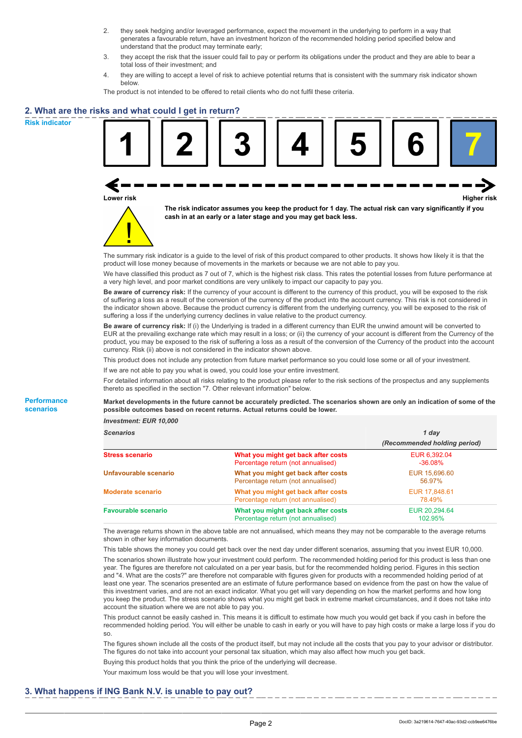2. they seek hedging and/or leveraged performance, expect the movement in the underlying to perform in a way that generates a favourable return, have an investment horizon of the recommended holding period specified below and understand that the product may terminate early;
3. they accept the risk that the issuer could fail to pay or perform its obligations under the product and they are able to bear a total loss of their investment; and
4. they are willing to accept a level of risk to achieve potential returns that is consistent with the summary risk indicator shown below.

The product is not intended to be offered to retail clients who do not fulfil these criteria.

## 2. What are the risks and what could I get in return?

**Risk indicator**

| 1 | 2 | 3 | 4 | 5 | 6 | **7** |
|---|---|---|---|---|---|---|

Lower risk ← → Higher risk

**The risk indicator assumes you keep the product for 1 day. The actual risk can vary significantly if you cash in at an early or a later stage and you may get back less.**

The summary risk indicator is a guide to the level of risk of this product compared to other products. It shows how likely it is that the product will lose money because of movements in the markets or because we are not able to pay you.

We have classified this product as 7 out of 7, which is the highest risk class. This rates the potential losses from future performance at a very high level, and poor market conditions are very unlikely to impact our capacity to pay you.

**Be aware of currency risk:** If the currency of your account is different to the currency of this product, you will be exposed to the risk of suffering a loss as a result of the conversion of the currency of the product into the account currency. This risk is not considered in the indicator shown above. Because the product currency is different from the underlying currency, you will be exposed to the risk of suffering a loss if the underlying currency declines in value relative to the product currency.

**Be aware of currency risk:** If (i) the Underlying is traded in a different currency than EUR the unwind amount will be converted to EUR at the prevailing exchange rate which may result in a loss; or (ii) the currency of your account is different from the Currency of the product, you may be exposed to the risk of suffering a loss as a result of the conversion of the Currency of the product into the account currency. Risk (ii) above is not considered in the indicator shown above.

This product does not include any protection from future market performance so you could lose some or all of your investment.

If we are not able to pay you what is owed, you could lose your entire investment.

For detailed information about all risks relating to the product please refer to the risk sections of the prospectus and any supplements thereto as specified in the section "7. Other relevant information" below.

**Performance scenarios**

**Market developments in the future cannot be accurately predicted. The scenarios shown are only an indication of some of the possible outcomes based on recent returns. Actual returns could be lower.**

| *Investment: EUR 10,000* | | |
|---|---|---|
| *Scenarios* | | *1 day* *(Recommended holding period)* |
| **Stress scenario** | **What you might get back after costs** Percentage return (not annualised) | EUR 6,392.04 -36.08% |
| **Unfavourable scenario** | **What you might get back after costs** Percentage return (not annualised) | EUR 15,696.60 56.97% |
| **Moderate scenario** | **What you might get back after costs** Percentage return (not annualised) | EUR 17,848.61 78.49% |
| **Favourable scenario** | **What you might get back after costs** Percentage return (not annualised) | EUR 20,294.64 102.95% |

The average returns shown in the above table are not annualised, which means they may not be comparable to the average returns shown in other key information documents.

This table shows the money you could get back over the next day under different scenarios, assuming that you invest EUR 10,000.

The scenarios shown illustrate how your investment could perform. The recommended holding period for this product is less than one year. The figures are therefore not calculated on a per year basis, but for the recommended holding period. Figures in this section and "4. What are the costs?" are therefore not comparable with figures given for products with a recommended holding period of at least one year. The scenarios presented are an estimate of future performance based on evidence from the past on how the value of this investment varies, and are not an exact indicator. What you get will vary depending on how the market performs and how long you keep the product. The stress scenario shows what you might get back in extreme market circumstances, and it does not take into account the situation where we are not able to pay you.

This product cannot be easily cashed in. This means it is difficult to estimate how much you would get back if you cash in before the recommended holding period. You will either be unable to cash in early or you will have to pay high costs or make a large loss if you do so.

The figures shown include all the costs of the product itself, but may not include all the costs that you pay to your advisor or distributor. The figures do not take into account your personal tax situation, which may also affect how much you get back.

Buying this product holds that you think the price of the underlying will decrease.

Your maximum loss would be that you will lose your investment.

## 3. What happens if ING Bank N.V. is unable to pay out?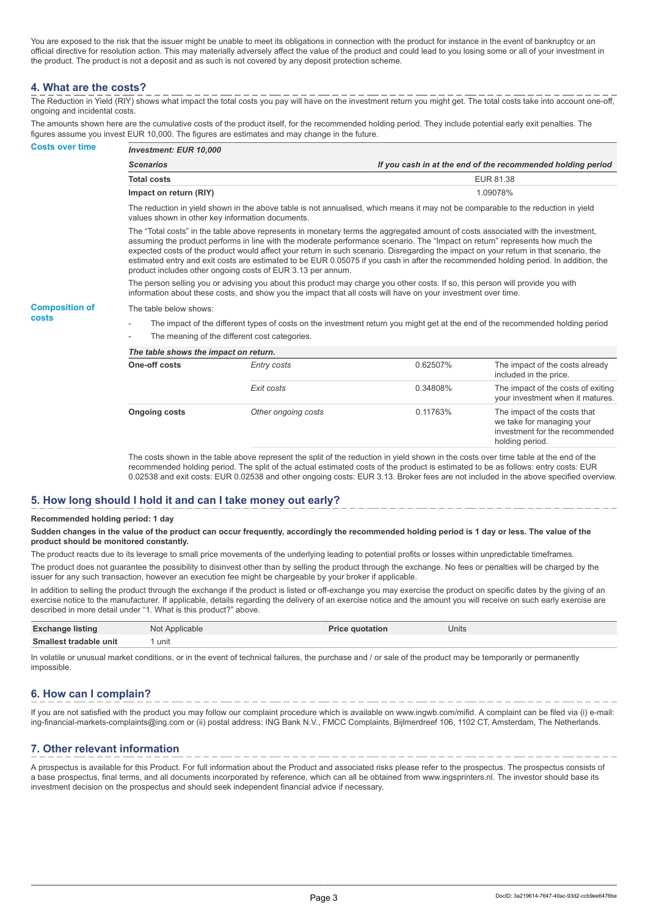You are exposed to the risk that the issuer might be unable to meet its obligations in connection with the product for instance in the event of bankruptcy or an official directive for resolution action. This may materially adversely affect the value of the product and could lead to you losing some or all of your investment in the product. The product is not a deposit and as such is not covered by any deposit protection scheme.

## 4. What are the costs?

The Reduction in Yield (RIY) shows what impact the total costs you pay will have on the investment return you might get. The total costs take into account one-off, ongoing and incidental costs.

The amounts shown here are the cumulative costs of the product itself, for the recommended holding period. They include potential early exit penalties. The figures assume you invest EUR 10,000. The figures are estimates and may change in the future.

### Costs over time

| *Investment: EUR 10,000* | |
|---|---|
| ***Scenarios*** | ***If you cash in at the end of the recommended holding period*** |
| **Total costs** | EUR 81.38 |
| **Impact on return (RIY)** | 1.09078% |

The reduction in yield shown in the above table is not annualised, which means it may not be comparable to the reduction in yield values shown in other key information documents.

The "Total costs" in the table above represents in monetary terms the aggregated amount of costs associated with the investment, assuming the product performs in line with the moderate performance scenario. The "Impact on return" represents how much the expected costs of the product would affect your return in such scenario. Disregarding the impact on your return in that scenario, the estimated entry and exit costs are estimated to be EUR 0.05075 if you cash in after the recommended holding period. In addition, the product includes other ongoing costs of EUR 3.13 per annum.

The person selling you or advising you about this product may charge you other costs. If so, this person will provide you with information about these costs, and show you the impact that all costs will have on your investment over time.

### Composition of costs

The table below shows:

- The impact of the different types of costs on the investment return you might get at the end of the recommended holding period
- The meaning of the different cost categories.

| *The table shows the impact on return.* | | | |
|---|---|---|---|
| **One-off costs** | *Entry costs* | 0.62507% | The impact of the costs already included in the price. |
| | *Exit costs* | 0.34808% | The impact of the costs of exiting your investment when it matures. |
| **Ongoing costs** | *Other ongoing costs* | 0.11763% | The impact of the costs that we take for managing your investment for the recommended holding period. |

The costs shown in the table above represent the split of the reduction in yield shown in the costs over time table at the end of the recommended holding period. The split of the actual estimated costs of the product is estimated to be as follows: entry costs: EUR 0.02538 and exit costs: EUR 0.02538 and other ongoing costs: EUR 3.13. Broker fees are not included in the above specified overview.

## 5. How long should I hold it and can I take money out early?

**Recommended holding period: 1 day**

**Sudden changes in the value of the product can occur frequently, accordingly the recommended holding period is 1 day or less. The value of the product should be monitored constantly.**

The product reacts due to its leverage to small price movements of the underlying leading to potential profits or losses within unpredictable timeframes.

The product does not guarantee the possibility to disinvest other than by selling the product through the exchange. No fees or penalties will be charged by the issuer for any such transaction, however an execution fee might be chargeable by your broker if applicable.

In addition to selling the product through the exchange if the product is listed or off-exchange you may exercise the product on specific dates by the giving of an exercise notice to the manufacturer. If applicable, details regarding the delivery of an exercise notice and the amount you will receive on such early exercise are described in more detail under "1. What is this product?" above.

| | | | |
|---|---|---|---|
| **Exchange listing** | Not Applicable | **Price quotation** | Units |
| **Smallest tradable unit** | 1 unit | | |

In volatile or unusual market conditions, or in the event of technical failures, the purchase and / or sale of the product may be temporarily or permanently impossible.

## 6. How can I complain?

If you are not satisfied with the product you may follow our complaint procedure which is available on www.ingwb.com/mifid. A complaint can be filed via (i) e-mail: ing-financial-markets-complaints@ing.com or (ii) postal address: ING Bank N.V., FMCC Complaints, Bijlmerdreef 106, 1102 CT, Amsterdam, The Netherlands.

## 7. Other relevant information

A prospectus is available for this Product. For full information about the Product and associated risks please refer to the prospectus. The prospectus consists of a base prospectus, final terms, and all documents incorporated by reference, which can all be obtained from www.ingsprinters.nl. The investor should base its investment decision on the prospectus and should seek independent financial advice if necessary.